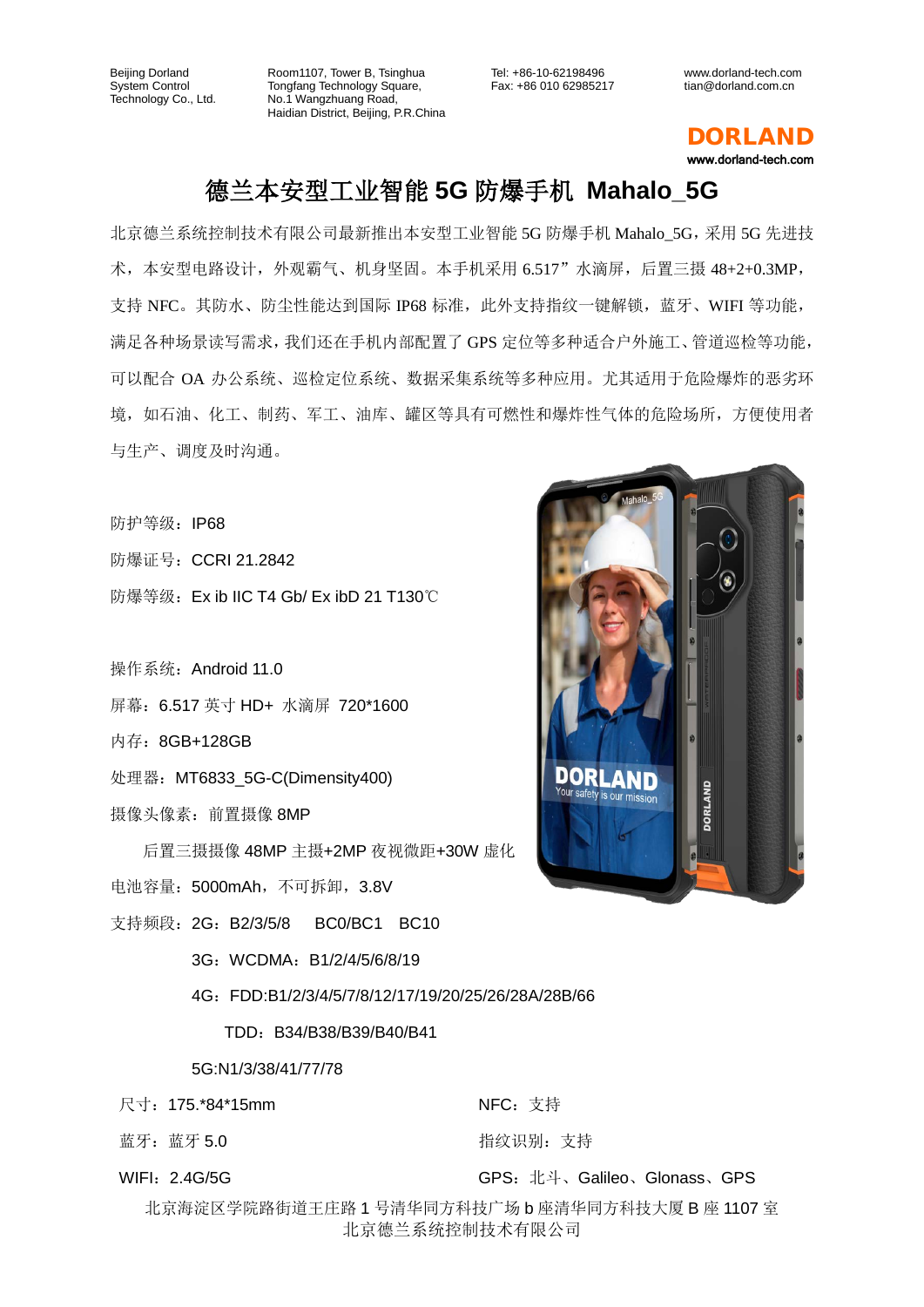Beijing Dorland System Control Technology Co., Ltd.

Room1107, Tower B, Tsinghua Tongfang Technology Square, No.1 Wangzhuang Road, Haidian District, Beijing, P.R.China

Tel: +86-10-62198496
Fax: +86 010 62985217

www.dorland-tech.com
tian@dorland.com.cn

DORLAND
www.dorland-tech.com

# 德兰本安型工业智能 5G 防爆手机 Mahalo_5G

北京德兰系统控制技术有限公司最新推出本安型工业智能 5G 防爆手机 Mahalo_5G，采用 5G 先进技术，本安型电路设计，外观霸气、机身坚固。本手机采用 6.517"水滴屏，后置三摄 48+2+0.3MP，支持 NFC。其防水、防尘性能达到国际 IP68 标准，此外支持指纹一键解锁，蓝牙、WIFI 等功能，满足各种场景读写需求，我们还在手机内部配置了 GPS 定位等多种适合户外施工、管道巡检等功能，可以配合 OA 办公系统、巡检定位系统、数据采集系统等多种应用。尤其适用于危险爆炸的恶劣环境，如石油、化工、制药、军工、油库、罐区等具有可燃性和爆炸性气体的危险场所，方便使用者与生产、调度及时沟通。

防护等级：IP68

防爆证号：CCRI 21.2842

防爆等级：Ex ib IIC T4 Gb/ Ex ibD 21 T130℃

操作系统：Android 11.0

屏幕：6.517 英寸 HD+ 水滴屏 720*1600

内存：8GB+128GB

处理器：MT6833_5G-C(Dimensity400)

摄像头像素：前置摄像 8MP

后置三摄摄像 48MP 主摄+2MP 夜视微距+30W 虚化

电池容量：5000mAh，不可拆卸，3.8V

支持频段：2G：B2/3/5/8 BC0/BC1 BC10

3G：WCDMA：B1/2/4/5/6/8/19

4G：FDD:B1/2/3/4/5/7/8/12/17/19/20/25/26/28A/28B/66

TDD：B34/B38/B39/B40/B41

5G:N1/3/38/41/77/78

尺寸：175.*84*15mm

NFC：支持

蓝牙：蓝牙 5.0

指纹识别：支持

WIFI：2.4G/5G

GPS：北斗、Galileo、Glonass、GPS

北京海淀区学院路街道王庄路 1 号清华同方科技广场 b 座清华同方科技大厦 B 座 1107 室
北京德兰系统控制技术有限公司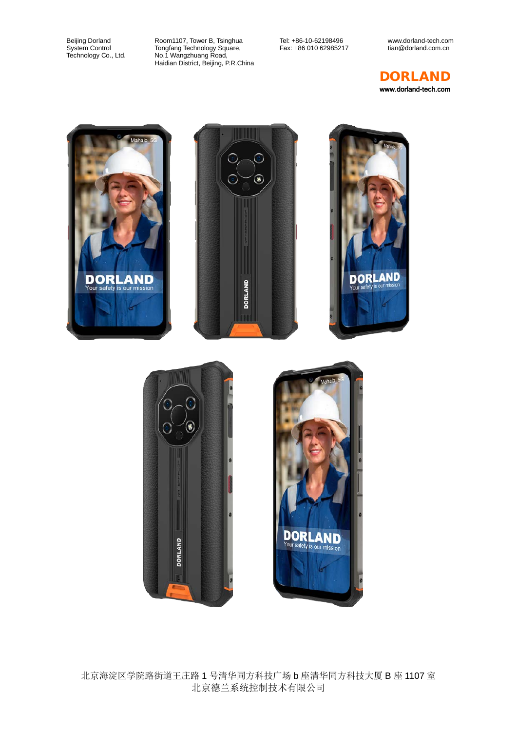Beijing Dorland System Control Technology Co., Ltd.

Room1107, Tower B, Tsinghua Tongfang Technology Square, No.1 Wangzhuang Road, Haidian District, Beijing, P.R.China

Tel: +86-10-62198496
Fax: +86 010 62985217

www.dorland-tech.com
tian@dorland.com.cn

北京海淀区学院路街道王庄路 1 号清华同方科技广场 b 座清华同方科技大厦 B 座 1107 室
北京德兰系统控制技术有限公司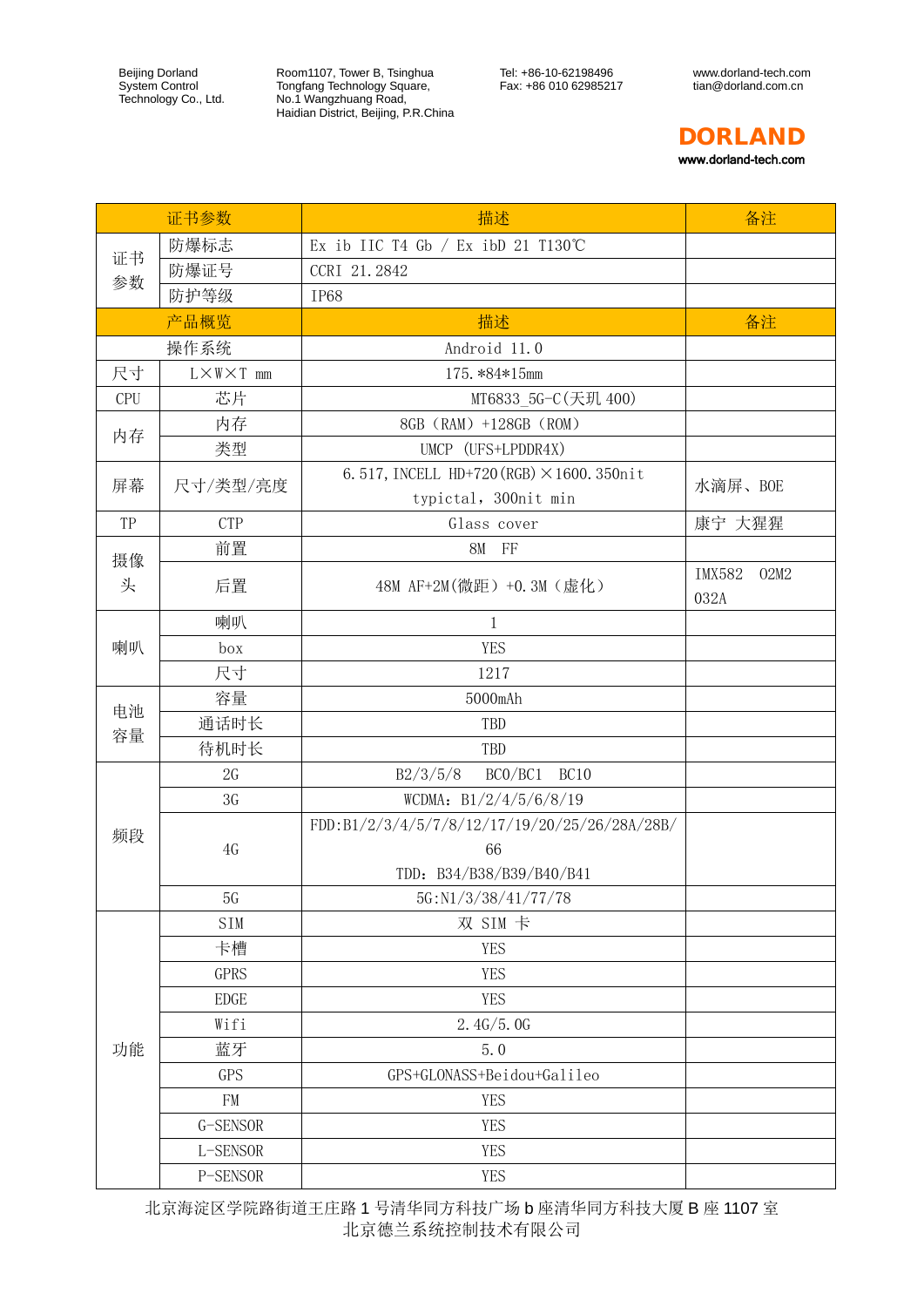| 证书参数 | | 描述 | 备注 |
|---|---|---|---|
| 证书参数 | 防爆标志 | Ex ib IIC T4 Gb / Ex ibD 21 T130℃ | |
| | 防爆证号 | CCRI 21.2842 | |
| | 防护等级 | IP68 | |
| 产品概览 | | 描述 | 备注 |
| 操作系统 | | Android 11.0 | |
| 尺寸 | L×W×T mm | 175.*84*15mm | |
| CPU | 芯片 | MT6833_5G-C(天玑 400) | |
| 内存 | 内存 | 8GB（RAM）+128GB（ROM） | |
| | 类型 | UMCP (UFS+LPDDR4X) | |
| 屏幕 | 尺寸/类型/亮度 | 6.517,INCELL HD+720(RGB)×1600.350nit typictal，300nit min | 水滴屏、BOE |
| TP | CTP | Glass cover | 康宁 大猩猩 |
| 摄像头 | 前置 | 8M FF | |
| | 后置 | 48M AF+2M(微距）+0.3M（虚化） | IMX582 02M2 032A |
| 喇叭 | 喇叭 | 1 | |
| | box | YES | |
| | 尺寸 | 1217 | |
| 电池容量 | 容量 | 5000mAh | |
| | 通话时长 | TBD | |
| | 待机时长 | TBD | |
| 频段 | 2G | B2/3/5/8 BC0/BC1 BC10 | |
| | 3G | WCDMA：B1/2/4/5/6/8/19 | |
| | 4G | FDD:B1/2/3/4/5/7/8/12/17/19/20/25/26/28A/28B/66<br>TDD：B34/B38/B39/B40/B41 | |
| | 5G | 5G:N1/3/38/41/77/78 | |
| 功能 | SIM | 双 SIM 卡 | |
| | 卡槽 | YES | |
| | GPRS | YES | |
| | EDGE | YES | |
| | Wifi | 2.4G/5.0G | |
| | 蓝牙 | 5.0 | |
| | GPS | GPS+GLONASS+Beidou+Galileo | |
| | FM | YES | |
| | G-SENSOR | YES | |
| | L-SENSOR | YES | |
| | P-SENSOR | YES | |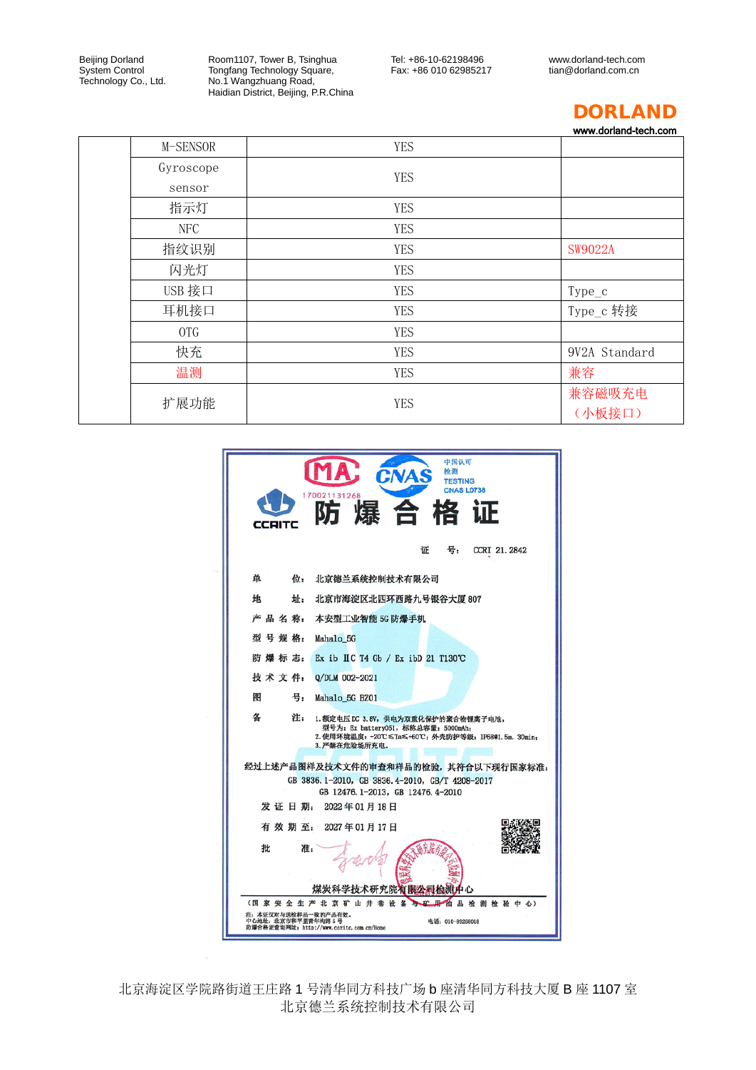| | | | |
|---|---|---|---|
| | M-SENSOR | YES | |
| | Gyroscope sensor | YES | |
| | 指示灯 | YES | |
| | NFC | YES | |
| | 指纹识别 | YES | SW9022A |
| | 闪光灯 | YES | |
| | USB 接口 | YES | Type_c |
| | 耳机接口 | YES | Type_c 转接 |
| | OTG | YES | |
| | 快充 | YES | 9V2A Standard |
| | 温测 | YES | 兼容 |
| | 扩展功能 | YES | 兼容磁吸充电（小板接口） |

170021131268

中国认可 检测 TESTING CNAS L0738

CCRITC

# 防爆合格证

证 号： CCRI 21.2842

单 位： 北京德兰系统控制技术有限公司

地 址： 北京市海淀区北四环西路九号银谷大厦 807

产品名称： 本安型工业智能 5G 防爆手机

型号规格： Mahalo_5G

防爆标志： Ex ib ⅡC T4 Gb / Ex ibD 21 T130℃

技术文件： Q/DLM 002-2021

图 号： Mahalo_5G BZ01

备 注： 1.额定电压 DC 3.8V，供电为双重化保护的聚合物锂离子电池，型号为：Ex battery051，标称总容量：5000mAh；
2.使用环境温度：-20℃≤Ta≤+60℃；外壳防护等级：IP68@1.5m，30min；
3.严禁在危险场所充电。

经过上述产品图样及技术文件的审查和样品的检验，其符合以下现行国家标准：
GB 3836.1-2010，GB 3836.4-2010，GB/T 4208-2017
GB 12476.1-2013，GB 12476.4-2010

发证日期： 2022 年 01 月 18 日

有效期至： 2027 年 01 月 17 日

批 准：

煤炭科学技术研究院有限公司检测中心

（国家安全生产北京矿山井巷设备与矿用油品检测检验中心）

注：本证仅对与送检样品一致的产品有效。
中心地址：北京市和平里青年沟路 5 号
防爆合格证查询网址：http://www.ccritc.com.cn/Home

电话：010-89288018

北京海淀区学院路街道王庄路 1 号清华同方科技广场 b 座清华同方科技大厦 B 座 1107 室
北京德兰系统控制技术有限公司